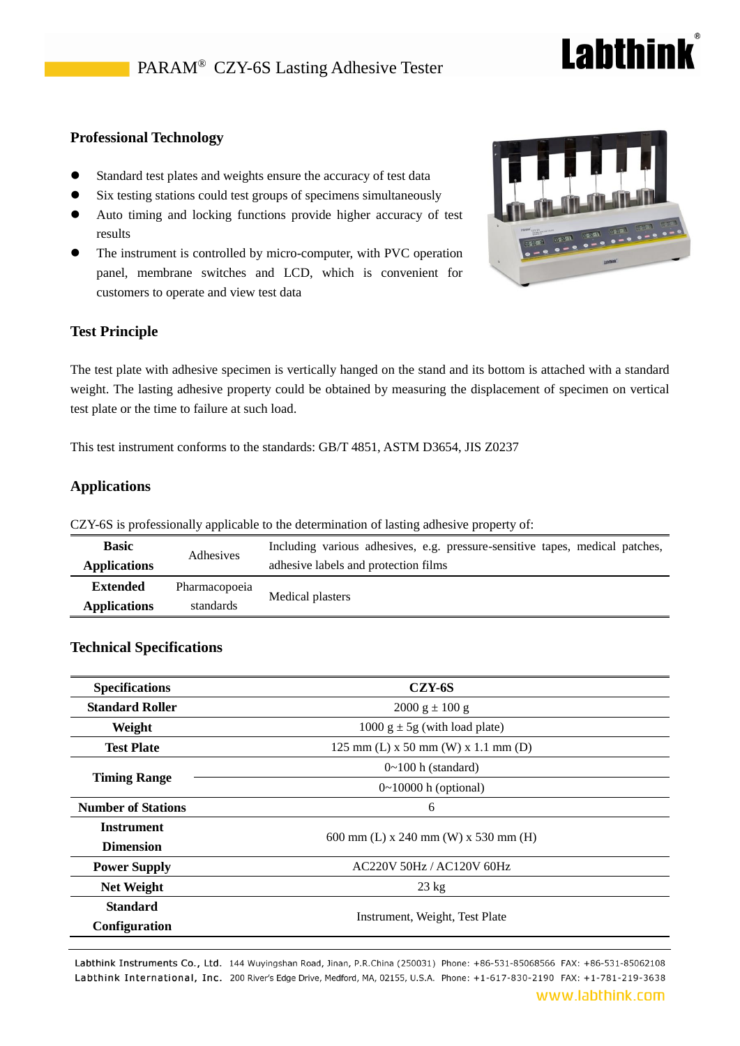# PARAM® CZY-6S Lasting Adhesive Tester

## Professional Technology

- Standard test plates and weights ensure the accuracy of test data
- Six testing stations could test groups of specimens simultaneously
- Auto timing and locking functions provide higher accuracy of test results
- The instrument is controlled by micro-computer, with PVC operation panel, membrane switches and LCD, which is convenient for customers to operate and view test data

## Test Principle

The test plate with adhesive specimen is vertically hanged on the stand and its bottom is attached with a standard weight. The lasting adhesive property could be obtained by measuring the displacement of specimen on vertical test plate or the time to failure at such load.

This test instrument conforms to the standards: GB/T 4851, ASTM D3654, JIS Z0237

## Applications

CZY-6S is professionally applicable to the determination of lasting adhesive property of:

| | | |
|---|---|---|
| **Basic Applications** | Adhesives | Including various adhesives, e.g. pressure-sensitive tapes, medical patches, adhesive labels and protection films |
| **Extended Applications** | Pharmacopoeia standards | Medical plasters |

## Technical Specifications

| Specifications | CZY-6S |
|---|---|
| **Standard Roller** | 2000 g ± 100 g |
| **Weight** | 1000 g ± 5g (with load plate) |
| **Test Plate** | 125 mm (L) x 50 mm (W) x 1.1 mm (D) |
| **Timing Range** | 0~100 h (standard) |
| | 0~10000 h (optional) |
| **Number of Stations** | 6 |
| **Instrument Dimension** | 600 mm (L) x 240 mm (W) x 530 mm (H) |
| **Power Supply** | AC220V 50Hz / AC120V 60Hz |
| **Net Weight** | 23 kg |
| **Standard Configuration** | Instrument, Weight, Test Plate |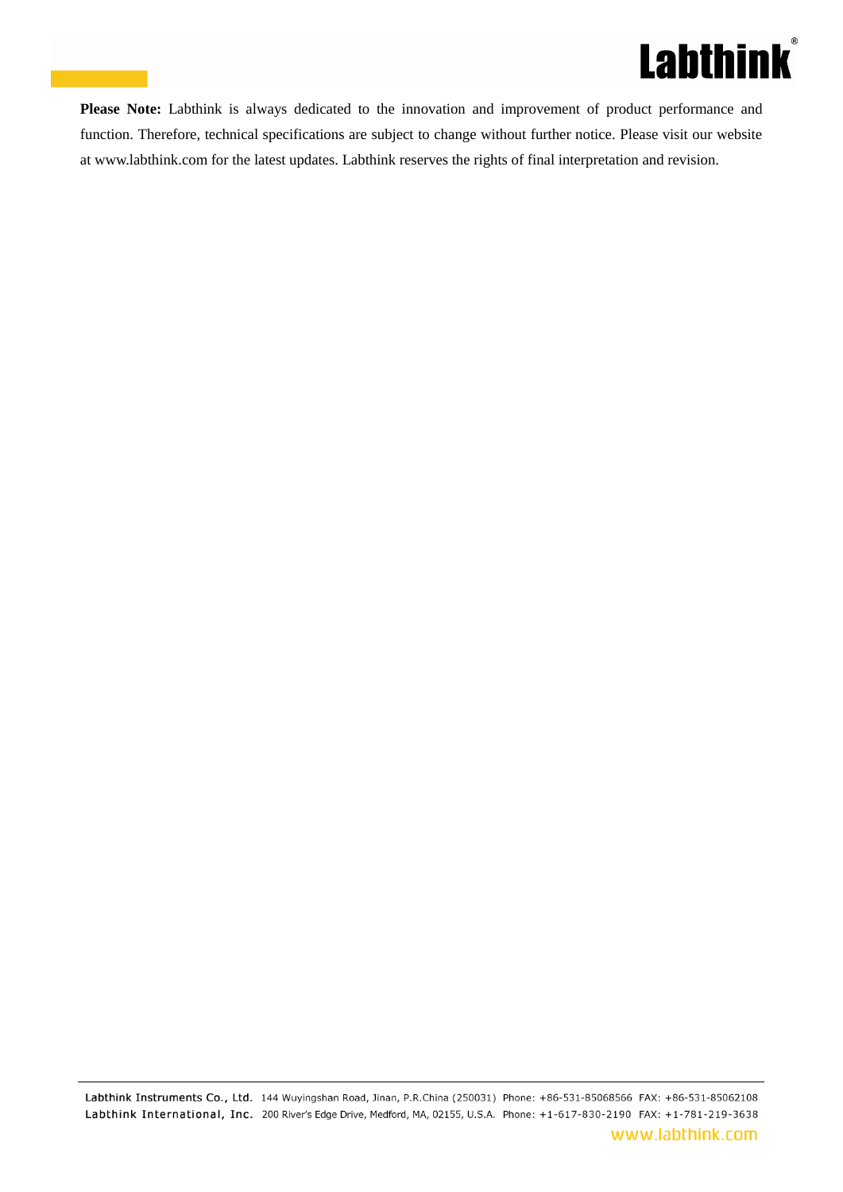**Please Note:** Labthink is always dedicated to the innovation and improvement of product performance and function. Therefore, technical specifications are subject to change without further notice. Please visit our website at www.labthink.com for the latest updates. Labthink reserves the rights of final interpretation and revision.